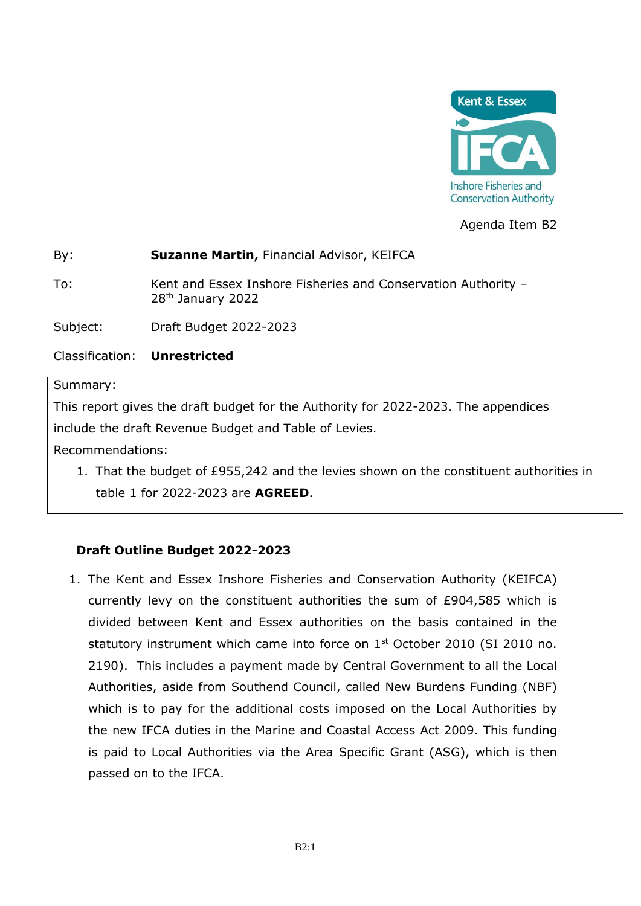Agenda Item B2

By: **Suzanne Martin,** Financial Advisor, KEIFCA

To: Kent and Essex Inshore Fisheries and Conservation Authority – 28th January 2022

Subject: Draft Budget 2022-2023

Classification: **Unrestricted**

Summary:

This report gives the draft budget for the Authority for 2022-2023. The appendices include the draft Revenue Budget and Table of Levies.

Recommendations:

1. That the budget of £955,242 and the levies shown on the constituent authorities in table 1 for 2022-2023 are **AGREED**.

## Draft Outline Budget 2022-2023

1. The Kent and Essex Inshore Fisheries and Conservation Authority (KEIFCA) currently levy on the constituent authorities the sum of £904,585 which is divided between Kent and Essex authorities on the basis contained in the statutory instrument which came into force on 1st October 2010 (SI 2010 no. 2190). This includes a payment made by Central Government to all the Local Authorities, aside from Southend Council, called New Burdens Funding (NBF) which is to pay for the additional costs imposed on the Local Authorities by the new IFCA duties in the Marine and Coastal Access Act 2009. This funding is paid to Local Authorities via the Area Specific Grant (ASG), which is then passed on to the IFCA.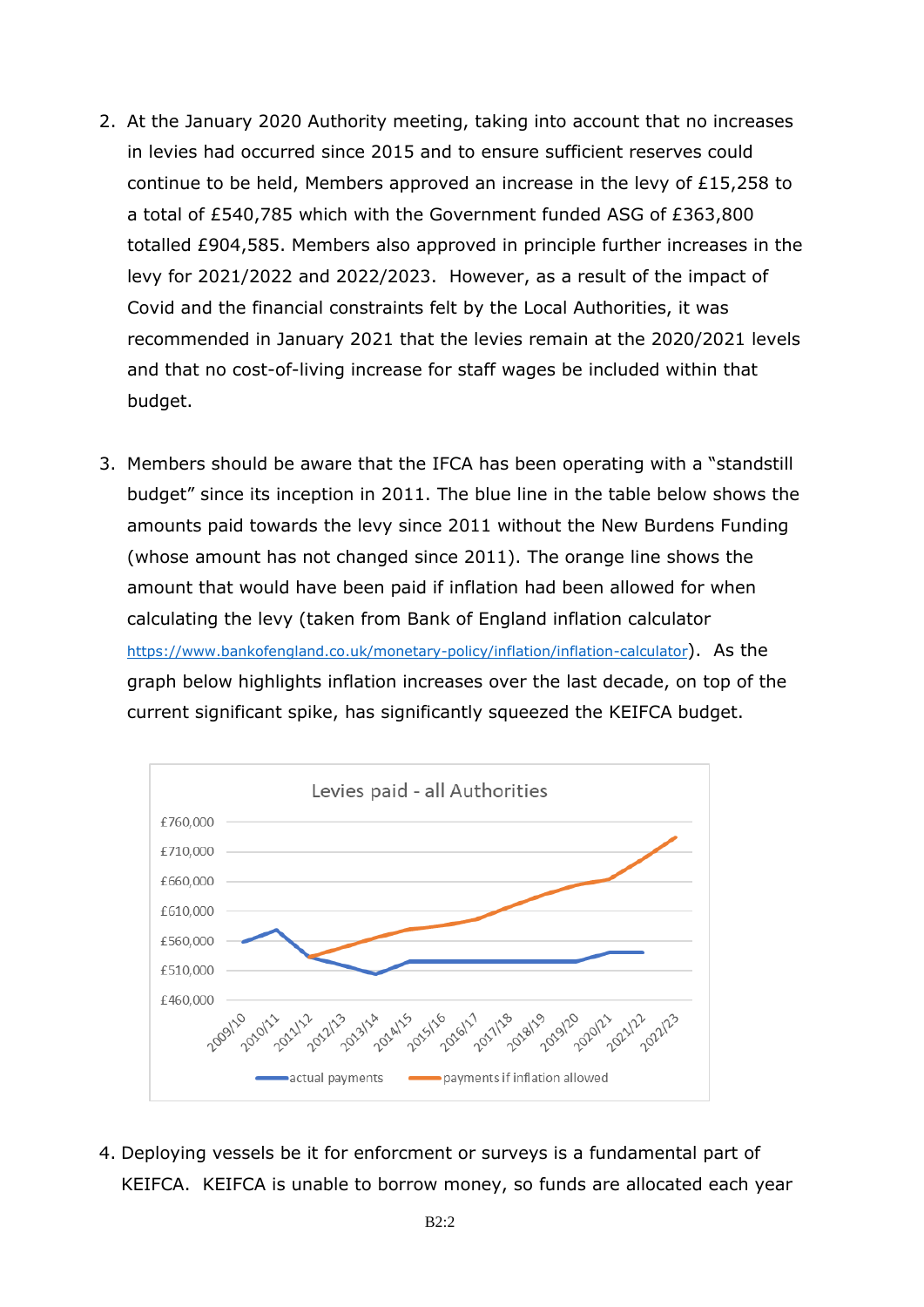2. At the January 2020 Authority meeting, taking into account that no increases in levies had occurred since 2015 and to ensure sufficient reserves could continue to be held, Members approved an increase in the levy of £15,258 to a total of £540,785 which with the Government funded ASG of £363,800 totalled £904,585. Members also approved in principle further increases in the levy for 2021/2022 and 2022/2023. However, as a result of the impact of Covid and the financial constraints felt by the Local Authorities, it was recommended in January 2021 that the levies remain at the 2020/2021 levels and that no cost-of-living increase for staff wages be included within that budget.

3. Members should be aware that the IFCA has been operating with a "standstill budget" since its inception in 2011. The blue line in the table below shows the amounts paid towards the levy since 2011 without the New Burdens Funding (whose amount has not changed since 2011). The orange line shows the amount that would have been paid if inflation had been allowed for when calculating the levy (taken from Bank of England inflation calculator https://www.bankofengland.co.uk/monetary-policy/inflation/inflation-calculator). As the graph below highlights inflation increases over the last decade, on top of the current significant spike, has significantly squeezed the KEIFCA budget.

**Levies paid - all Authorities**

(Chart: y-axis £460,000 to £760,000; x-axis 2009/10 to 2022/23; series: actual payments, payments if inflation allowed)

4. Deploying vessels be it for enforcment or surveys is a fundamental part of KEIFCA. KEIFCA is unable to borrow money, so funds are allocated each year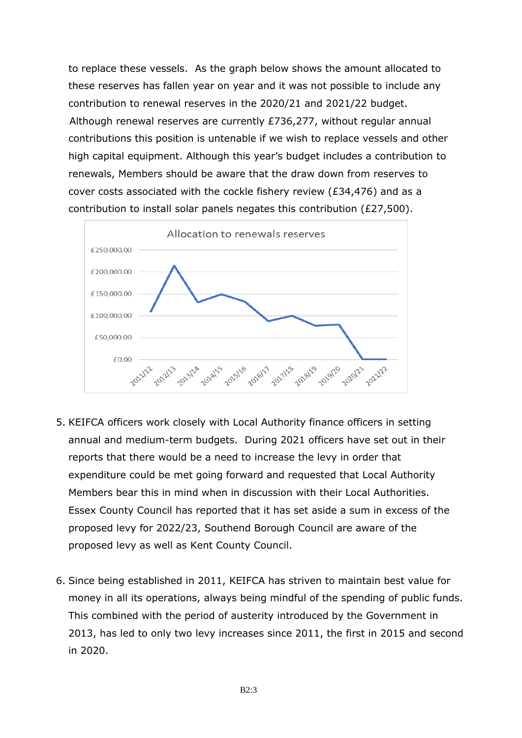to replace these vessels. As the graph below shows the amount allocated to these reserves has fallen year on year and it was not possible to include any contribution to renewal reserves in the 2020/21 and 2021/22 budget. Although renewal reserves are currently £736,277, without regular annual contributions this position is untenable if we wish to replace vessels and other high capital equipment. Although this year's budget includes a contribution to renewals, Members should be aware that the draw down from reserves to cover costs associated with the cockle fishery review (£34,476) and as a contribution to install solar panels negates this contribution (£27,500).

5. KEIFCA officers work closely with Local Authority finance officers in setting annual and medium-term budgets. During 2021 officers have set out in their reports that there would be a need to increase the levy in order that expenditure could be met going forward and requested that Local Authority Members bear this in mind when in discussion with their Local Authorities. Essex County Council has reported that it has set aside a sum in excess of the proposed levy for 2022/23, Southend Borough Council are aware of the proposed levy as well as Kent County Council.

6. Since being established in 2011, KEIFCA has striven to maintain best value for money in all its operations, always being mindful of the spending of public funds. This combined with the period of austerity introduced by the Government in 2013, has led to only two levy increases since 2011, the first in 2015 and second in 2020.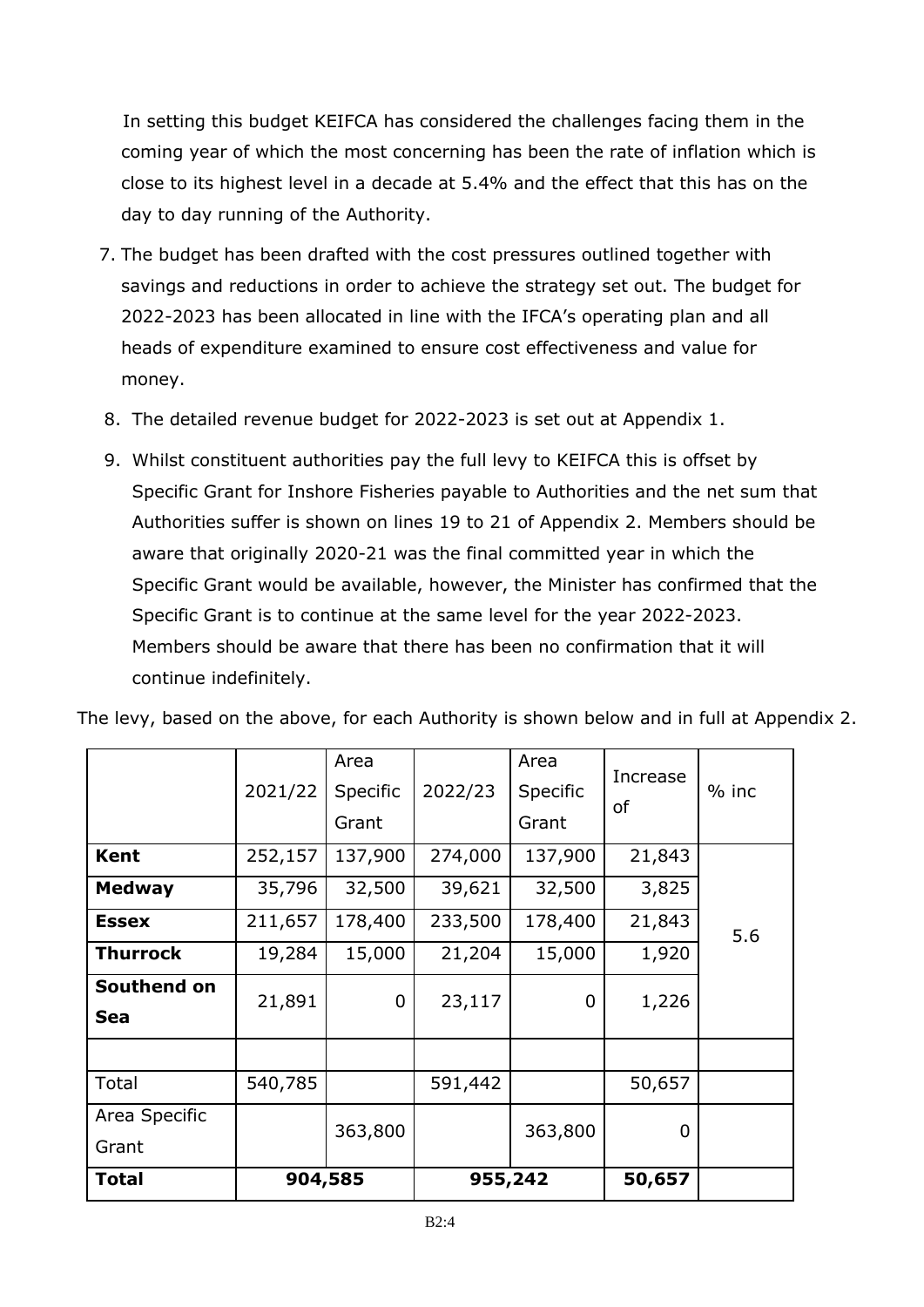In setting this budget KEIFCA has considered the challenges facing them in the coming year of which the most concerning has been the rate of inflation which is close to its highest level in a decade at 5.4% and the effect that this has on the day to day running of the Authority.

7. The budget has been drafted with the cost pressures outlined together with savings and reductions in order to achieve the strategy set out. The budget for 2022-2023 has been allocated in line with the IFCA's operating plan and all heads of expenditure examined to ensure cost effectiveness and value for money.
8. The detailed revenue budget for 2022-2023 is set out at Appendix 1.
9. Whilst constituent authorities pay the full levy to KEIFCA this is offset by Specific Grant for Inshore Fisheries payable to Authorities and the net sum that Authorities suffer is shown on lines 19 to 21 of Appendix 2. Members should be aware that originally 2020-21 was the final committed year in which the Specific Grant would be available, however, the Minister has confirmed that the Specific Grant is to continue at the same level for the year 2022-2023. Members should be aware that there has been no confirmation that it will continue indefinitely.

The levy, based on the above, for each Authority is shown below and in full at Appendix 2.

| | 2021/22 | Area Specific Grant | 2022/23 | Area Specific Grant | Increase of | % inc |
|---|---|---|---|---|---|---|
| **Kent** | 252,157 | 137,900 | 274,000 | 137,900 | 21,843 | 5.6 |
| **Medway** | 35,796 | 32,500 | 39,621 | 32,500 | 3,825 | |
| **Essex** | 211,657 | 178,400 | 233,500 | 178,400 | 21,843 | |
| **Thurrock** | 19,284 | 15,000 | 21,204 | 15,000 | 1,920 | |
| **Southend on Sea** | 21,891 | 0 | 23,117 | 0 | 1,226 | |
| | | | | | | |
| Total | 540,785 | | 591,442 | | 50,657 | |
| Area Specific Grant | | 363,800 | | 363,800 | 0 | |
| **Total** | **904,585** | | **955,242** | | **50,657** | |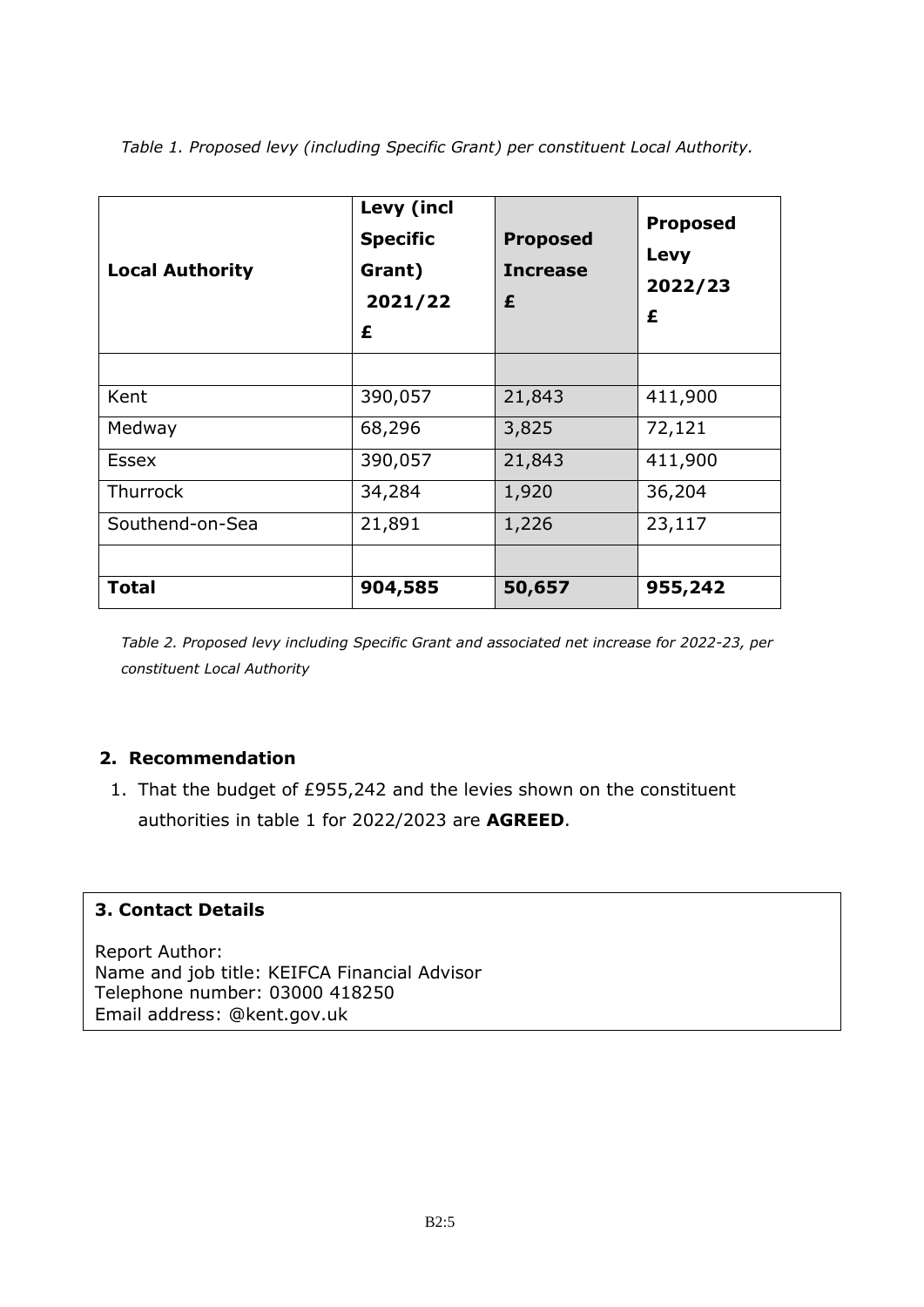*Table 1. Proposed levy (including Specific Grant) per constituent Local Authority.*

| Local Authority | Levy (incl Specific Grant) 2021/22 £ | Proposed Increase £ | Proposed Levy 2022/23 £ |
|---|---|---|---|
| | | | |
| Kent | 390,057 | 21,843 | 411,900 |
| Medway | 68,296 | 3,825 | 72,121 |
| Essex | 390,057 | 21,843 | 411,900 |
| Thurrock | 34,284 | 1,920 | 36,204 |
| Southend-on-Sea | 21,891 | 1,226 | 23,117 |
| | | | |
| **Total** | **904,585** | **50,657** | **955,242** |

*Table 2. Proposed levy including Specific Grant and associated net increase for 2022-23, per constituent Local Authority*

## 2. Recommendation

1. That the budget of £955,242 and the levies shown on the constituent authorities in table 1 for 2022/2023 are **AGREED**.

### 3. Contact Details

Report Author:
Name and job title: KEIFCA Financial Advisor
Telephone number: 03000 418250
Email address: @kent.gov.uk